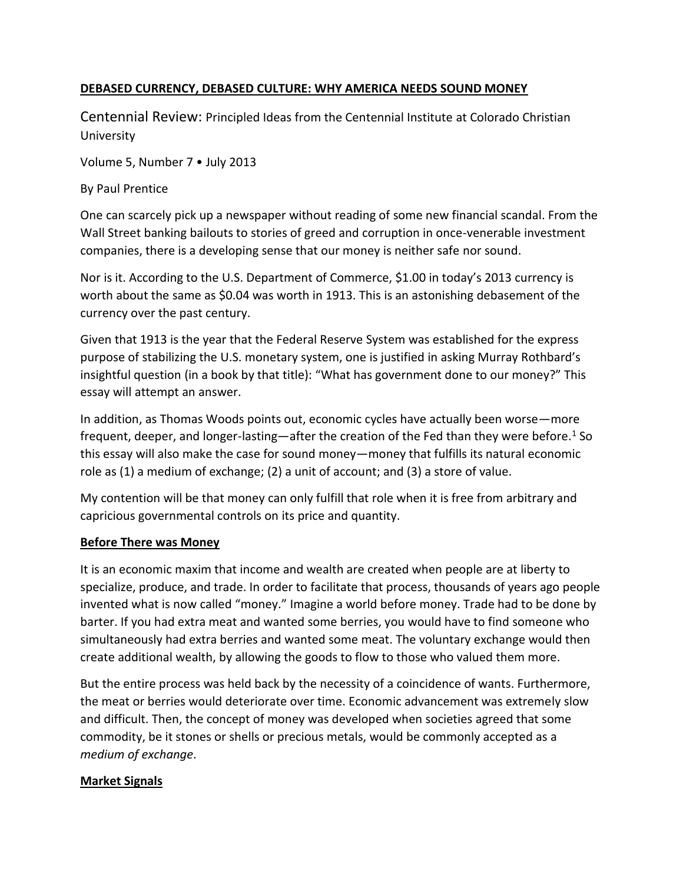# DEBASED CURRENCY, DEBASED CULTURE: WHY AMERICA NEEDS SOUND MONEY

Centennial Review: Principled Ideas from the Centennial Institute at Colorado Christian University

Volume 5, Number 7 • July 2013

By Paul Prentice

One can scarcely pick up a newspaper without reading of some new financial scandal. From the Wall Street banking bailouts to stories of greed and corruption in once-venerable investment companies, there is a developing sense that our money is neither safe nor sound.

Nor is it. According to the U.S. Department of Commerce, $1.00 in today's 2013 currency is worth about the same as $0.04 was worth in 1913. This is an astonishing debasement of the currency over the past century.

Given that 1913 is the year that the Federal Reserve System was established for the express purpose of stabilizing the U.S. monetary system, one is justified in asking Murray Rothbard's insightful question (in a book by that title): "What has government done to our money?" This essay will attempt an answer.

In addition, as Thomas Woods points out, economic cycles have actually been worse—more frequent, deeper, and longer-lasting—after the creation of the Fed than they were before.[1] So this essay will also make the case for sound money—money that fulfills its natural economic role as (1) a medium of exchange; (2) a unit of account; and (3) a store of value.

My contention will be that money can only fulfill that role when it is free from arbitrary and capricious governmental controls on its price and quantity.

## Before There was Money

It is an economic maxim that income and wealth are created when people are at liberty to specialize, produce, and trade. In order to facilitate that process, thousands of years ago people invented what is now called "money." Imagine a world before money. Trade had to be done by barter. If you had extra meat and wanted some berries, you would have to find someone who simultaneously had extra berries and wanted some meat. The voluntary exchange would then create additional wealth, by allowing the goods to flow to those who valued them more.

But the entire process was held back by the necessity of a coincidence of wants. Furthermore, the meat or berries would deteriorate over time. Economic advancement was extremely slow and difficult. Then, the concept of money was developed when societies agreed that some commodity, be it stones or shells or precious metals, would be commonly accepted as a *medium of exchange*.

## Market Signals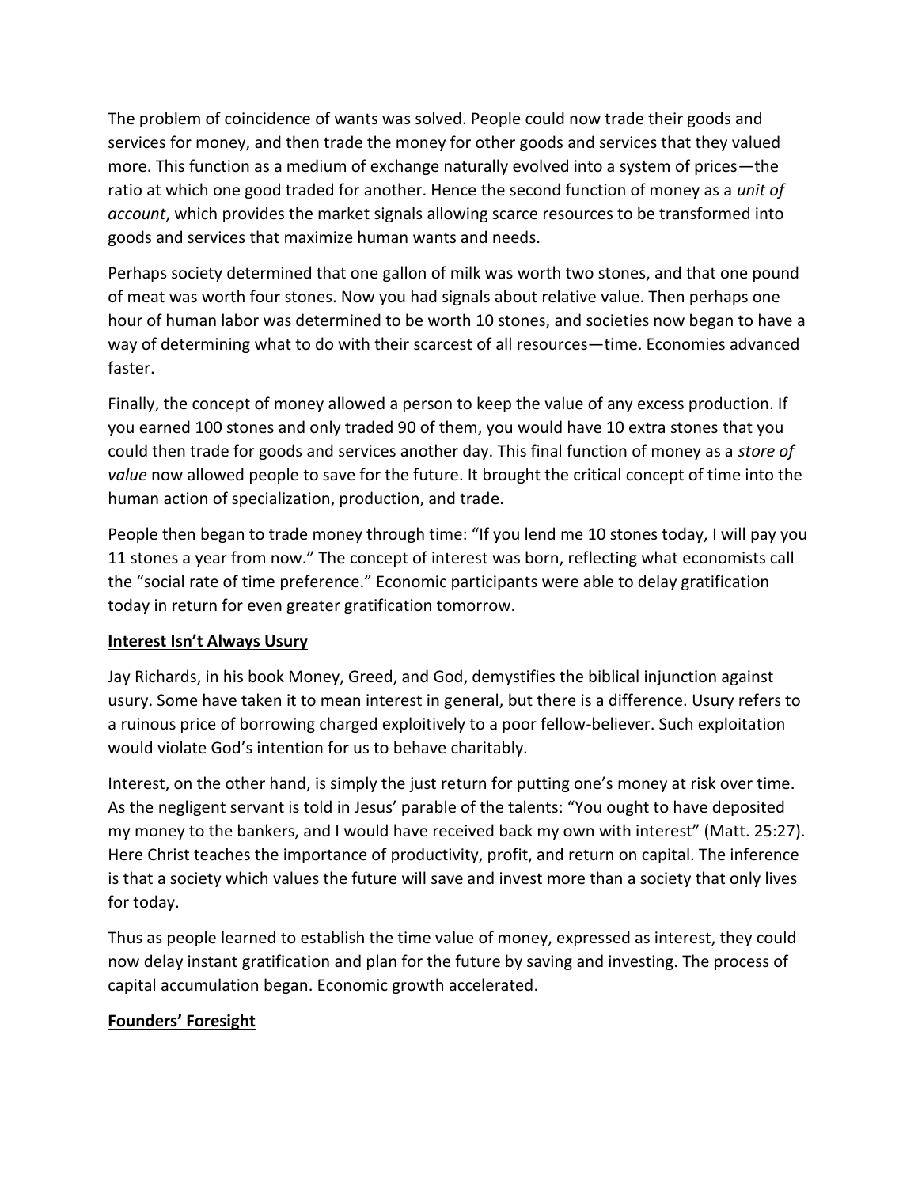The problem of coincidence of wants was solved. People could now trade their goods and services for money, and then trade the money for other goods and services that they valued more. This function as a medium of exchange naturally evolved into a system of prices—the ratio at which one good traded for another. Hence the second function of money as a *unit of account*, which provides the market signals allowing scarce resources to be transformed into goods and services that maximize human wants and needs.

Perhaps society determined that one gallon of milk was worth two stones, and that one pound of meat was worth four stones. Now you had signals about relative value. Then perhaps one hour of human labor was determined to be worth 10 stones, and societies now began to have a way of determining what to do with their scarcest of all resources—time. Economies advanced faster.

Finally, the concept of money allowed a person to keep the value of any excess production. If you earned 100 stones and only traded 90 of them, you would have 10 extra stones that you could then trade for goods and services another day. This final function of money as a *store of value* now allowed people to save for the future. It brought the critical concept of time into the human action of specialization, production, and trade.

People then began to trade money through time: "If you lend me 10 stones today, I will pay you 11 stones a year from now." The concept of interest was born, reflecting what economists call the "social rate of time preference." Economic participants were able to delay gratification today in return for even greater gratification tomorrow.

## **Interest Isn't Always Usury**

Jay Richards, in his book Money, Greed, and God, demystifies the biblical injunction against usury. Some have taken it to mean interest in general, but there is a difference. Usury refers to a ruinous price of borrowing charged exploitively to a poor fellow-believer. Such exploitation would violate God's intention for us to behave charitably.

Interest, on the other hand, is simply the just return for putting one's money at risk over time. As the negligent servant is told in Jesus' parable of the talents: "You ought to have deposited my money to the bankers, and I would have received back my own with interest" (Matt. 25:27). Here Christ teaches the importance of productivity, profit, and return on capital. The inference is that a society which values the future will save and invest more than a society that only lives for today.

Thus as people learned to establish the time value of money, expressed as interest, they could now delay instant gratification and plan for the future by saving and investing. The process of capital accumulation began. Economic growth accelerated.

## **Founders' Foresight**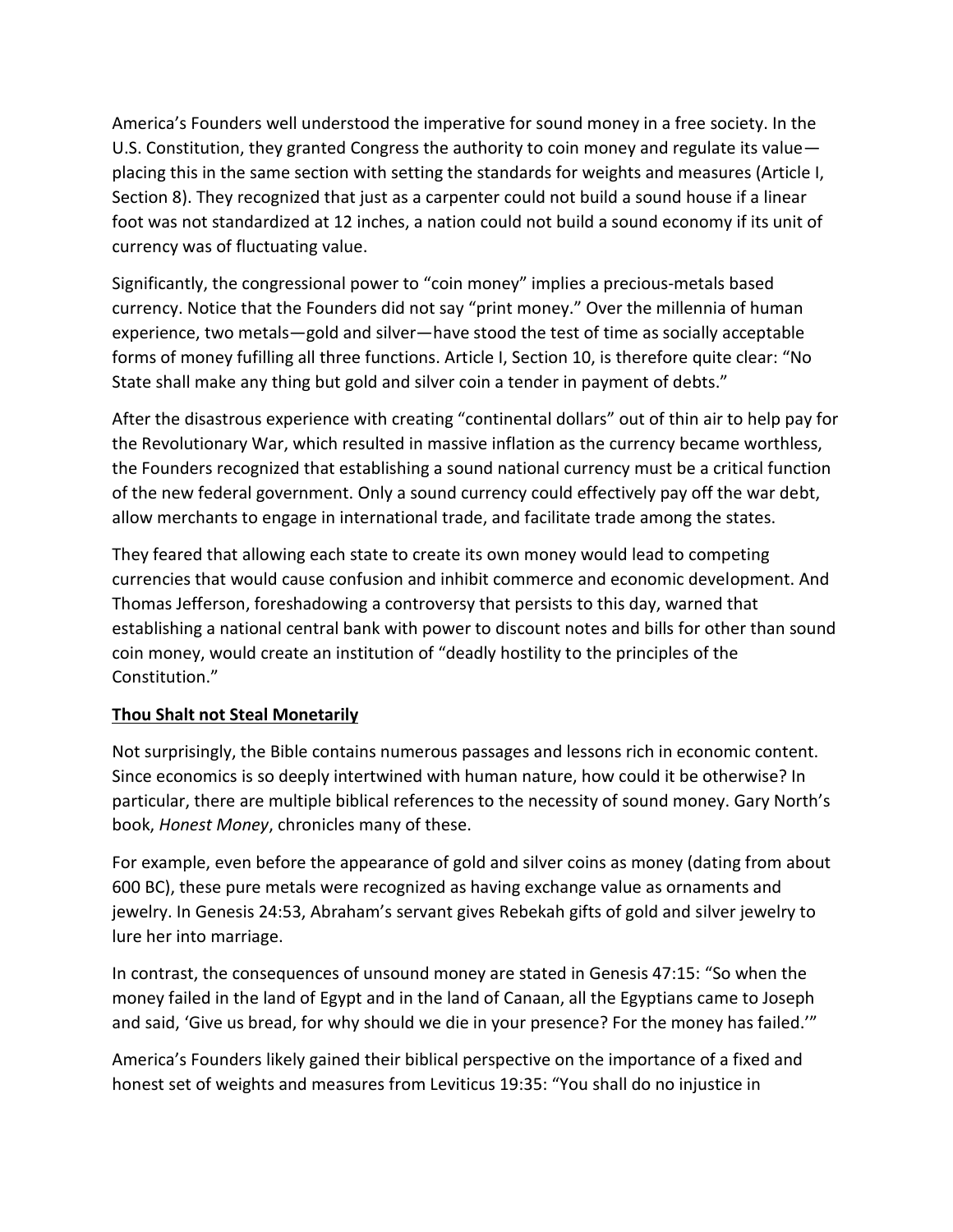America's Founders well understood the imperative for sound money in a free society. In the U.S. Constitution, they granted Congress the authority to coin money and regulate its value—placing this in the same section with setting the standards for weights and measures (Article I, Section 8). They recognized that just as a carpenter could not build a sound house if a linear foot was not standardized at 12 inches, a nation could not build a sound economy if its unit of currency was of fluctuating value.

Significantly, the congressional power to "coin money" implies a precious-metals based currency. Notice that the Founders did not say "print money." Over the millennia of human experience, two metals—gold and silver—have stood the test of time as socially acceptable forms of money fufilling all three functions. Article I, Section 10, is therefore quite clear: "No State shall make any thing but gold and silver coin a tender in payment of debts."

After the disastrous experience with creating "continental dollars" out of thin air to help pay for the Revolutionary War, which resulted in massive inflation as the currency became worthless, the Founders recognized that establishing a sound national currency must be a critical function of the new federal government. Only a sound currency could effectively pay off the war debt, allow merchants to engage in international trade, and facilitate trade among the states.

They feared that allowing each state to create its own money would lead to competing currencies that would cause confusion and inhibit commerce and economic development. And Thomas Jefferson, foreshadowing a controversy that persists to this day, warned that establishing a national central bank with power to discount notes and bills for other than sound coin money, would create an institution of "deadly hostility to the principles of the Constitution."

## Thou Shalt not Steal Monetarily

Not surprisingly, the Bible contains numerous passages and lessons rich in economic content. Since economics is so deeply intertwined with human nature, how could it be otherwise? In particular, there are multiple biblical references to the necessity of sound money. Gary North's book, *Honest Money*, chronicles many of these.

For example, even before the appearance of gold and silver coins as money (dating from about 600 BC), these pure metals were recognized as having exchange value as ornaments and jewelry. In Genesis 24:53, Abraham's servant gives Rebekah gifts of gold and silver jewelry to lure her into marriage.

In contrast, the consequences of unsound money are stated in Genesis 47:15: "So when the money failed in the land of Egypt and in the land of Canaan, all the Egyptians came to Joseph and said, 'Give us bread, for why should we die in your presence? For the money has failed.'"

America's Founders likely gained their biblical perspective on the importance of a fixed and honest set of weights and measures from Leviticus 19:35: "You shall do no injustice in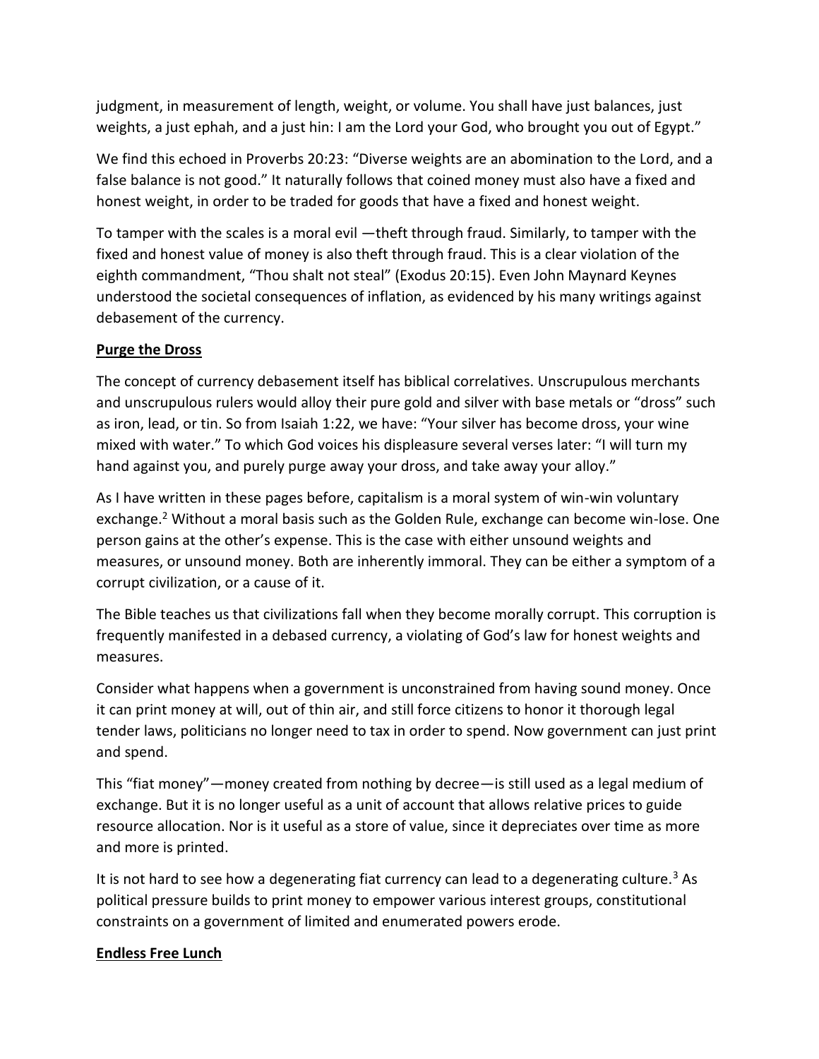judgment, in measurement of length, weight, or volume. You shall have just balances, just weights, a just ephah, and a just hin: I am the Lord your God, who brought you out of Egypt."

We find this echoed in Proverbs 20:23: "Diverse weights are an abomination to the Lord, and a false balance is not good." It naturally follows that coined money must also have a fixed and honest weight, in order to be traded for goods that have a fixed and honest weight.

To tamper with the scales is a moral evil —theft through fraud. Similarly, to tamper with the fixed and honest value of money is also theft through fraud. This is a clear violation of the eighth commandment, "Thou shalt not steal" (Exodus 20:15). Even John Maynard Keynes understood the societal consequences of inflation, as evidenced by his many writings against debasement of the currency.

**Purge the Dross**

The concept of currency debasement itself has biblical correlatives. Unscrupulous merchants and unscrupulous rulers would alloy their pure gold and silver with base metals or "dross" such as iron, lead, or tin. So from Isaiah 1:22, we have: "Your silver has become dross, your wine mixed with water." To which God voices his displeasure several verses later: "I will turn my hand against you, and purely purge away your dross, and take away your alloy."

As I have written in these pages before, capitalism is a moral system of win-win voluntary exchange.[2] Without a moral basis such as the Golden Rule, exchange can become win-lose. One person gains at the other's expense. This is the case with either unsound weights and measures, or unsound money. Both are inherently immoral. They can be either a symptom of a corrupt civilization, or a cause of it.

The Bible teaches us that civilizations fall when they become morally corrupt. This corruption is frequently manifested in a debased currency, a violating of God's law for honest weights and measures.

Consider what happens when a government is unconstrained from having sound money. Once it can print money at will, out of thin air, and still force citizens to honor it thorough legal tender laws, politicians no longer need to tax in order to spend. Now government can just print and spend.

This "fiat money"—money created from nothing by decree—is still used as a legal medium of exchange. But it is no longer useful as a unit of account that allows relative prices to guide resource allocation. Nor is it useful as a store of value, since it depreciates over time as more and more is printed.

It is not hard to see how a degenerating fiat currency can lead to a degenerating culture.[3] As political pressure builds to print money to empower various interest groups, constitutional constraints on a government of limited and enumerated powers erode.

**Endless Free Lunch**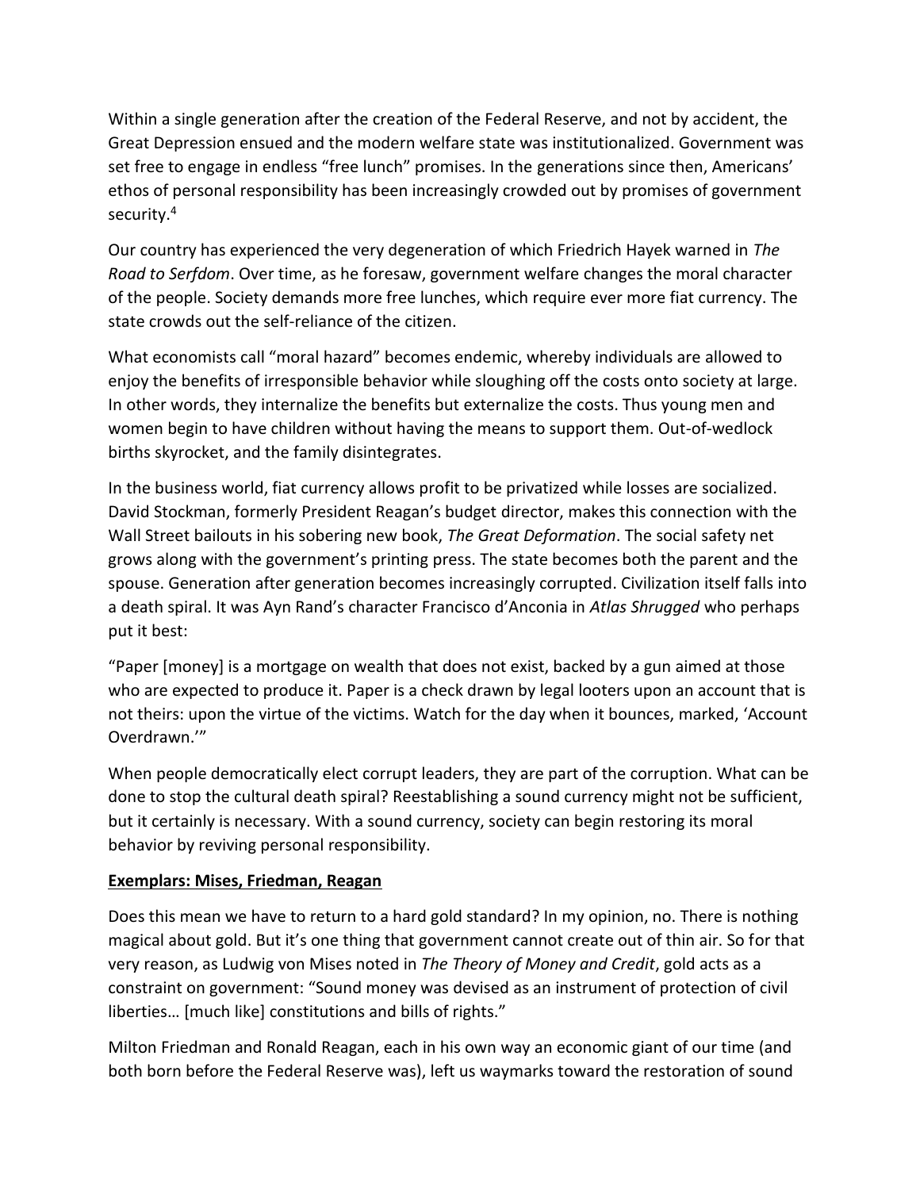Within a single generation after the creation of the Federal Reserve, and not by accident, the Great Depression ensued and the modern welfare state was institutionalized. Government was set free to engage in endless "free lunch" promises. In the generations since then, Americans' ethos of personal responsibility has been increasingly crowded out by promises of government security.[4]

Our country has experienced the very degeneration of which Friedrich Hayek warned in *The Road to Serfdom*. Over time, as he foresaw, government welfare changes the moral character of the people. Society demands more free lunches, which require ever more fiat currency. The state crowds out the self-reliance of the citizen.

What economists call "moral hazard" becomes endemic, whereby individuals are allowed to enjoy the benefits of irresponsible behavior while sloughing off the costs onto society at large. In other words, they internalize the benefits but externalize the costs. Thus young men and women begin to have children without having the means to support them. Out-of-wedlock births skyrocket, and the family disintegrates.

In the business world, fiat currency allows profit to be privatized while losses are socialized. David Stockman, formerly President Reagan's budget director, makes this connection with the Wall Street bailouts in his sobering new book, *The Great Deformation*. The social safety net grows along with the government's printing press. The state becomes both the parent and the spouse. Generation after generation becomes increasingly corrupted. Civilization itself falls into a death spiral. It was Ayn Rand's character Francisco d'Anconia in *Atlas Shrugged* who perhaps put it best:

"Paper [money] is a mortgage on wealth that does not exist, backed by a gun aimed at those who are expected to produce it. Paper is a check drawn by legal looters upon an account that is not theirs: upon the virtue of the victims. Watch for the day when it bounces, marked, 'Account Overdrawn.'"

When people democratically elect corrupt leaders, they are part of the corruption. What can be done to stop the cultural death spiral? Reestablishing a sound currency might not be sufficient, but it certainly is necessary. With a sound currency, society can begin restoring its moral behavior by reviving personal responsibility.

## Exemplars: Mises, Friedman, Reagan

Does this mean we have to return to a hard gold standard? In my opinion, no. There is nothing magical about gold. But it's one thing that government cannot create out of thin air. So for that very reason, as Ludwig von Mises noted in *The Theory of Money and Credit*, gold acts as a constraint on government: "Sound money was devised as an instrument of protection of civil liberties… [much like] constitutions and bills of rights."

Milton Friedman and Ronald Reagan, each in his own way an economic giant of our time (and both born before the Federal Reserve was), left us waymarks toward the restoration of sound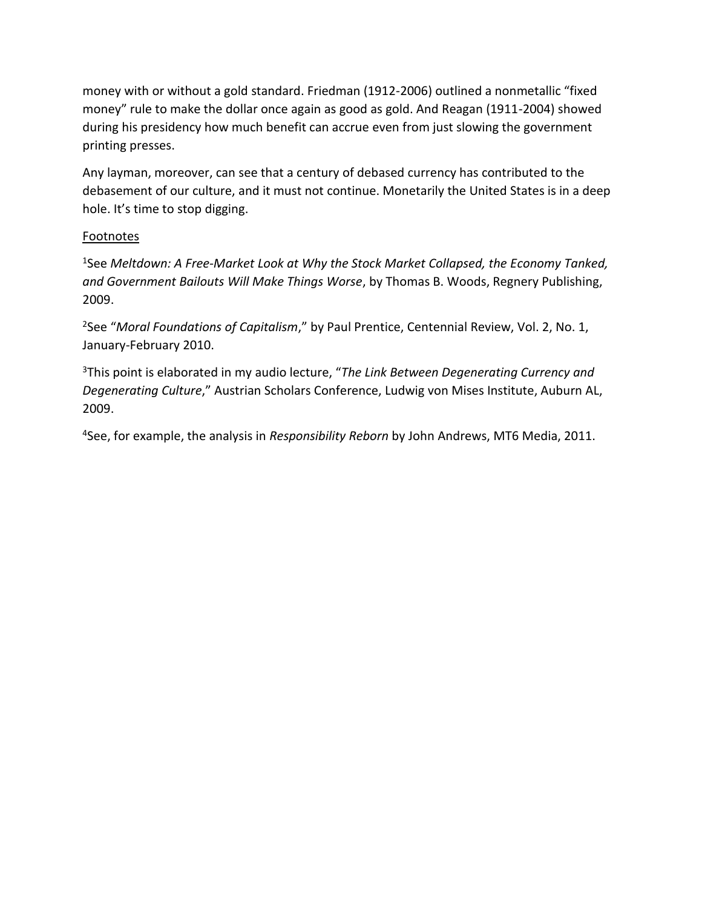money with or without a gold standard. Friedman (1912-2006) outlined a nonmetallic "fixed money" rule to make the dollar once again as good as gold. And Reagan (1911-2004) showed during his presidency how much benefit can accrue even from just slowing the government printing presses.

Any layman, moreover, can see that a century of debased currency has contributed to the debasement of our culture, and it must not continue. Monetarily the United States is in a deep hole. It's time to stop digging.

Footnotes

[1]See *Meltdown: A Free-Market Look at Why the Stock Market Collapsed, the Economy Tanked, and Government Bailouts Will Make Things Worse*, by Thomas B. Woods, Regnery Publishing, 2009.

[2]See "*Moral Foundations of Capitalism*," by Paul Prentice, Centennial Review, Vol. 2, No. 1, January-February 2010.

[3]This point is elaborated in my audio lecture, "*The Link Between Degenerating Currency and Degenerating Culture*," Austrian Scholars Conference, Ludwig von Mises Institute, Auburn AL, 2009.

[4]See, for example, the analysis in *Responsibility Reborn* by John Andrews, MT6 Media, 2011.